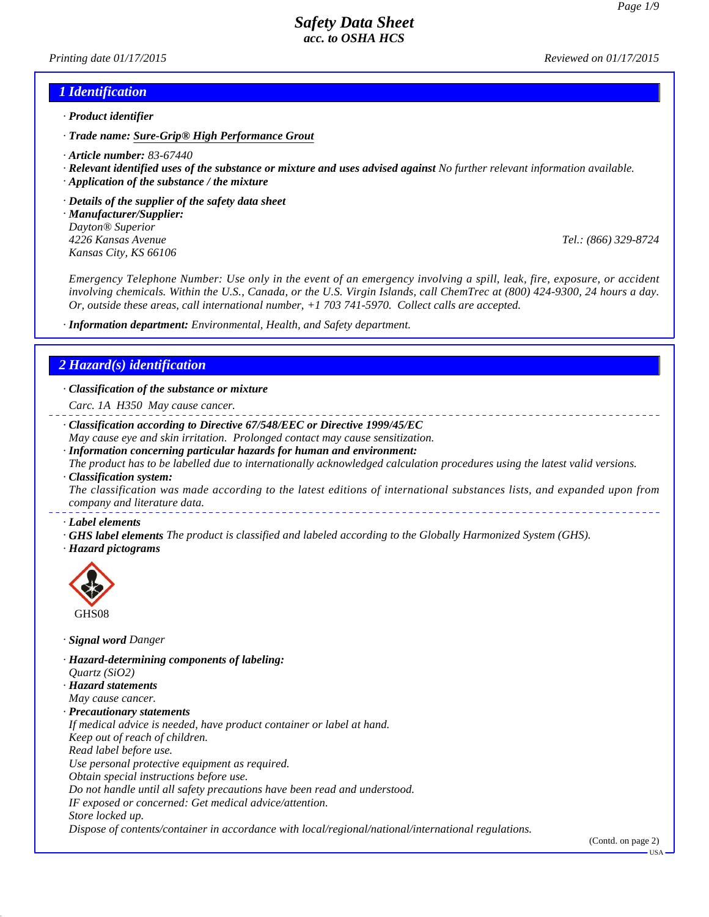# Safety Data Sheet
## acc. to OSHA HCS

*Printing date 01/17/2015* *Reviewed on 01/17/2015*

## 1 Identification

· **Product identifier**

· **Trade name: Sure-Grip® High Performance Grout**

· **Article number:** 83-67440

· **Relevant identified uses of the substance or mixture and uses advised against** No further relevant information available.

· **Application of the substance / the mixture**

· **Details of the supplier of the safety data sheet**

· **Manufacturer/Supplier:**
Dayton® Superior
4226 Kansas Avenue
Kansas City, KS 66106
Tel.: (866) 329-8724

Emergency Telephone Number: Use only in the event of an emergency involving a spill, leak, fire, exposure, or accident involving chemicals. Within the U.S., Canada, or the U.S. Virgin Islands, call ChemTrec at (800) 424-9300, 24 hours a day. Or, outside these areas, call international number, +1 703 741-5970. Collect calls are accepted.

· **Information department:** Environmental, Health, and Safety department.

## 2 Hazard(s) identification

· **Classification of the substance or mixture**

Carc. 1A H350 May cause cancer.

· **Classification according to Directive 67/548/EEC or Directive 1999/45/EC**
May cause eye and skin irritation. Prolonged contact may cause sensitization.

· **Information concerning particular hazards for human and environment:**
The product has to be labelled due to internationally acknowledged calculation procedures using the latest valid versions.

· **Classification system:**
The classification was made according to the latest editions of international substances lists, and expanded upon from company and literature data.

· **Label elements**

· **GHS label elements** The product is classified and labeled according to the Globally Harmonized System (GHS).

· **Hazard pictograms**

GHS08

· **Signal word** Danger

· **Hazard-determining components of labeling:**
Quartz ($SiO_2$)

· **Hazard statements**
May cause cancer.

· **Precautionary statements**
If medical advice is needed, have product container or label at hand.
Keep out of reach of children.
Read label before use.
Use personal protective equipment as required.
Obtain special instructions before use.
Do not handle until all safety precautions have been read and understood.
IF exposed or concerned: Get medical advice/attention.
Store locked up.
Dispose of contents/container in accordance with local/regional/national/international regulations.

(Contd. on page 2)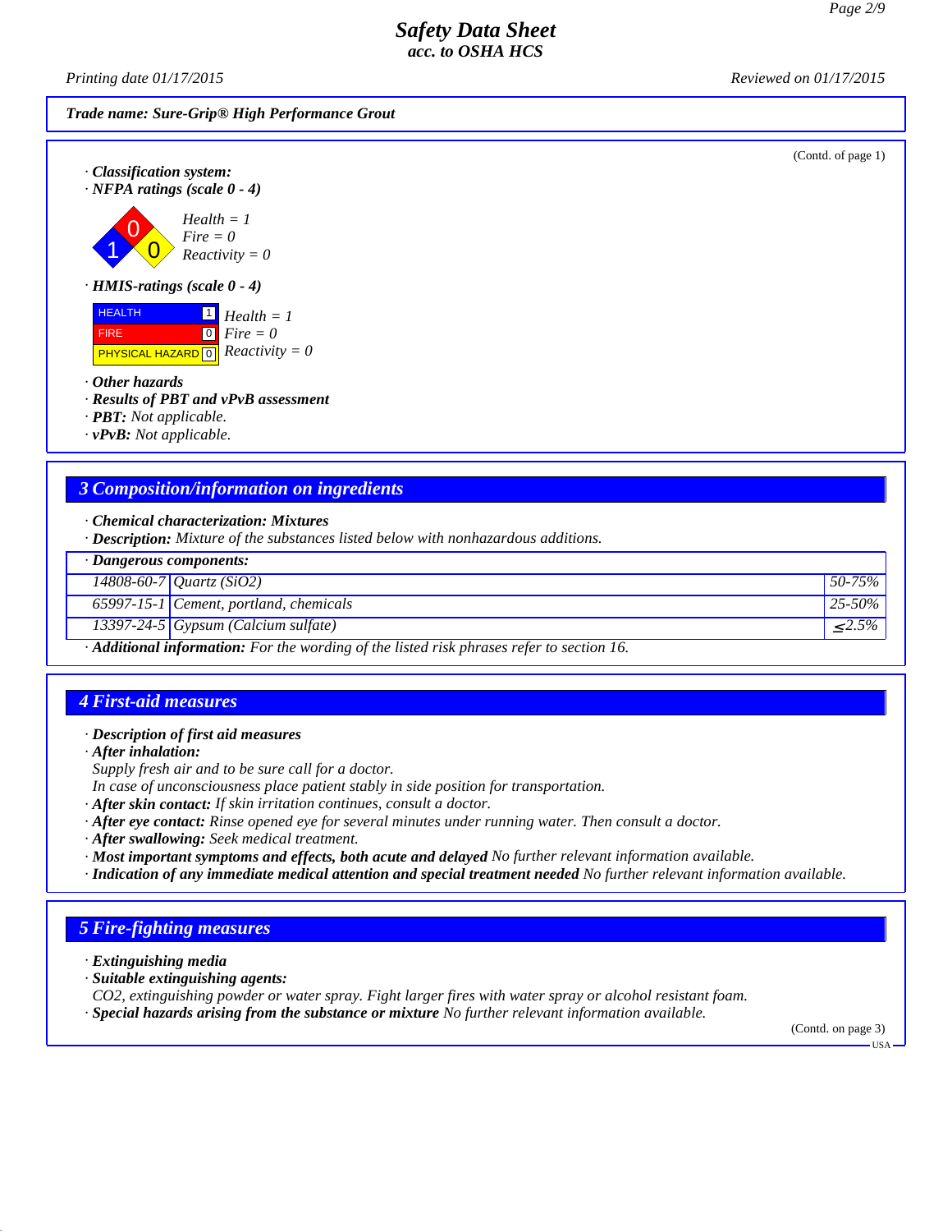Trade name: Sure-Grip® High Performance Grout

(Contd. of page 1)

· **Classification system:**
· **NFPA ratings (scale 0 - 4)**

Health = 1
Fire = 0
Reactivity = 0

· **HMIS-ratings (scale 0 - 4)**

| | | |
|---|---|---|
| HEALTH | 1 | Health = 1 |
| FIRE | 0 | Fire = 0 |
| PHYSICAL HAZARD | 0 | Reactivity = 0 |

· **Other hazards**
· **Results of PBT and vPvB assessment**
· **PBT:** Not applicable.
· **vPvB:** Not applicable.

## 3 Composition/information on ingredients

· **Chemical characterization: Mixtures**
· **Description:** Mixture of the substances listed below with nonhazardous additions.

| · Dangerous components: | | |
|---|---|---|
| 14808-60-7 | Quartz ($SiO_2$) | 50-75% |
| 65997-15-1 | Cement, portland, chemicals | 25-50% |
| 13397-24-5 | Gypsum (Calcium sulfate) | ≤2.5% |

· **Additional information:** For the wording of the listed risk phrases refer to section 16.

## 4 First-aid measures

· **Description of first aid measures**
· **After inhalation:**
Supply fresh air and to be sure call for a doctor.
In case of unconsciousness place patient stably in side position for transportation.
· **After skin contact:** If skin irritation continues, consult a doctor.
· **After eye contact:** Rinse opened eye for several minutes under running water. Then consult a doctor.
· **After swallowing:** Seek medical treatment.
· **Most important symptoms and effects, both acute and delayed** No further relevant information available.
· **Indication of any immediate medical attention and special treatment needed** No further relevant information available.

## 5 Fire-fighting measures

· **Extinguishing media**
· **Suitable extinguishing agents:**
$CO_2$, extinguishing powder or water spray. Fight larger fires with water spray or alcohol resistant foam.
· **Special hazards arising from the substance or mixture** No further relevant information available.

(Contd. on page 3)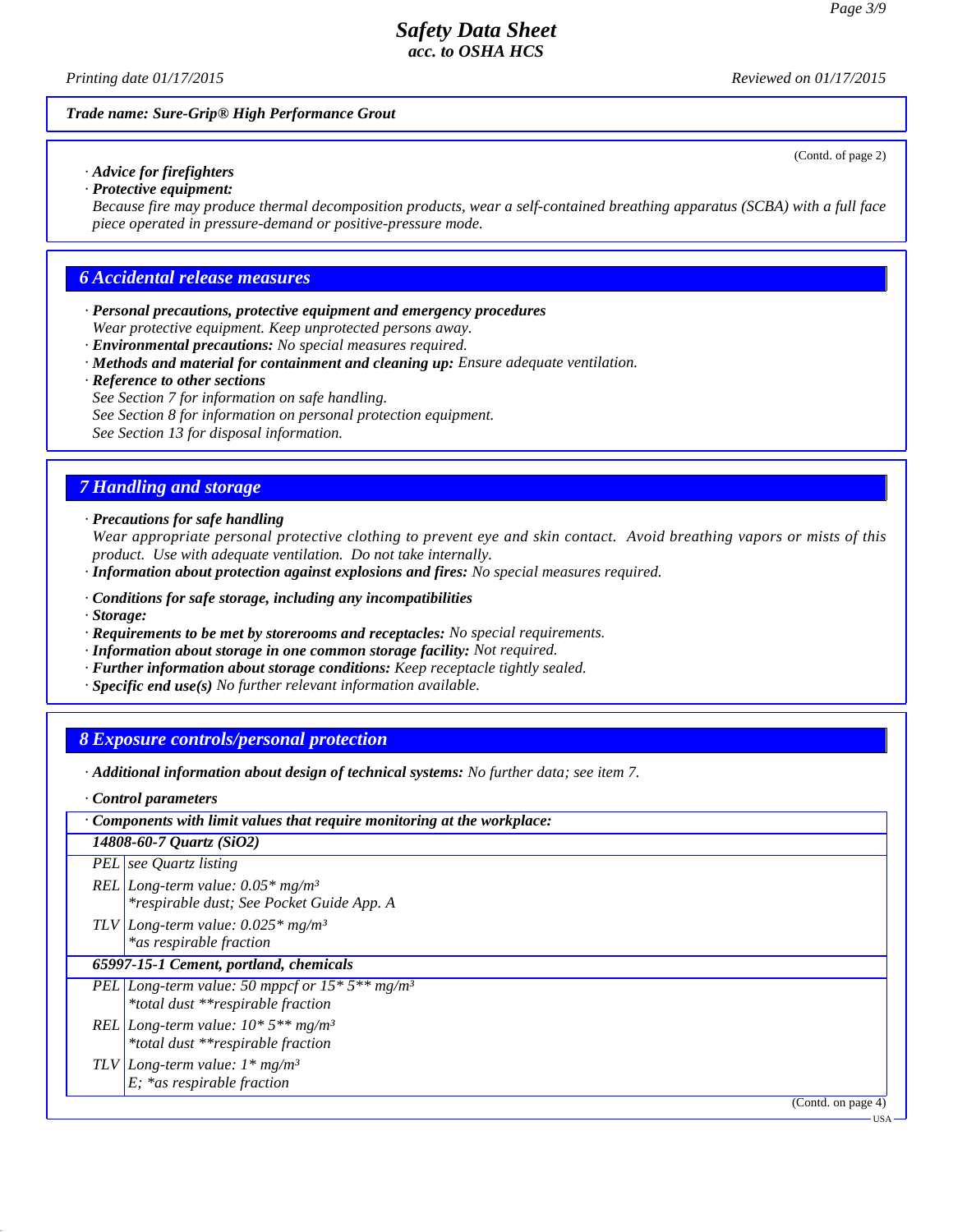*Safety Data Sheet*
*acc. to OSHA HCS*

*Printing date 01/17/2015* *Reviewed on 01/17/2015*

***Trade name: Sure-Grip® High Performance Grout***

(Contd. of page 2)

· ***Advice for firefighters***
· ***Protective equipment:***
*Because fire may produce thermal decomposition products, wear a self-contained breathing apparatus (SCBA) with a full face piece operated in pressure-demand or positive-pressure mode.*

## 6 Accidental release measures

· ***Personal precautions, protective equipment and emergency procedures***
*Wear protective equipment. Keep unprotected persons away.*
· ***Environmental precautions:*** *No special measures required.*
· ***Methods and material for containment and cleaning up:*** *Ensure adequate ventilation.*
· ***Reference to other sections***
*See Section 7 for information on safe handling.*
*See Section 8 for information on personal protection equipment.*
*See Section 13 for disposal information.*

## 7 Handling and storage

· ***Precautions for safe handling***
*Wear appropriate personal protective clothing to prevent eye and skin contact. Avoid breathing vapors or mists of this product. Use with adequate ventilation. Do not take internally.*
· ***Information about protection against explosions and fires:*** *No special measures required.*

· ***Conditions for safe storage, including any incompatibilities***
· ***Storage:***
· ***Requirements to be met by storerooms and receptacles:*** *No special requirements.*
· ***Information about storage in one common storage facility:*** *Not required.*
· ***Further information about storage conditions:*** *Keep receptacle tightly sealed.*
· ***Specific end use(s)*** *No further relevant information available.*

## 8 Exposure controls/personal protection

· ***Additional information about design of technical systems:*** *No further data; see item 7.*

· ***Control parameters***

| · ***Components with limit values that require monitoring at the workplace:*** | |
|---|---|
| ***14808-60-7 Quartz (SiO2)*** | |
| PEL | see Quartz listing |
| REL | Long-term value: 0.05* mg/m³<br>*respirable dust; See Pocket Guide App. A |
| TLV | Long-term value: 0.025* mg/m³<br>*as respirable fraction |
| ***65997-15-1 Cement, portland, chemicals*** | |
| PEL | Long-term value: 50 mppcf or 15* 5** mg/m³<br>*total dust **respirable fraction |
| REL | Long-term value: 10* 5** mg/m³<br>*total dust **respirable fraction |
| TLV | Long-term value: 1* mg/m³<br>E; *as respirable fraction |

(Contd. on page 4)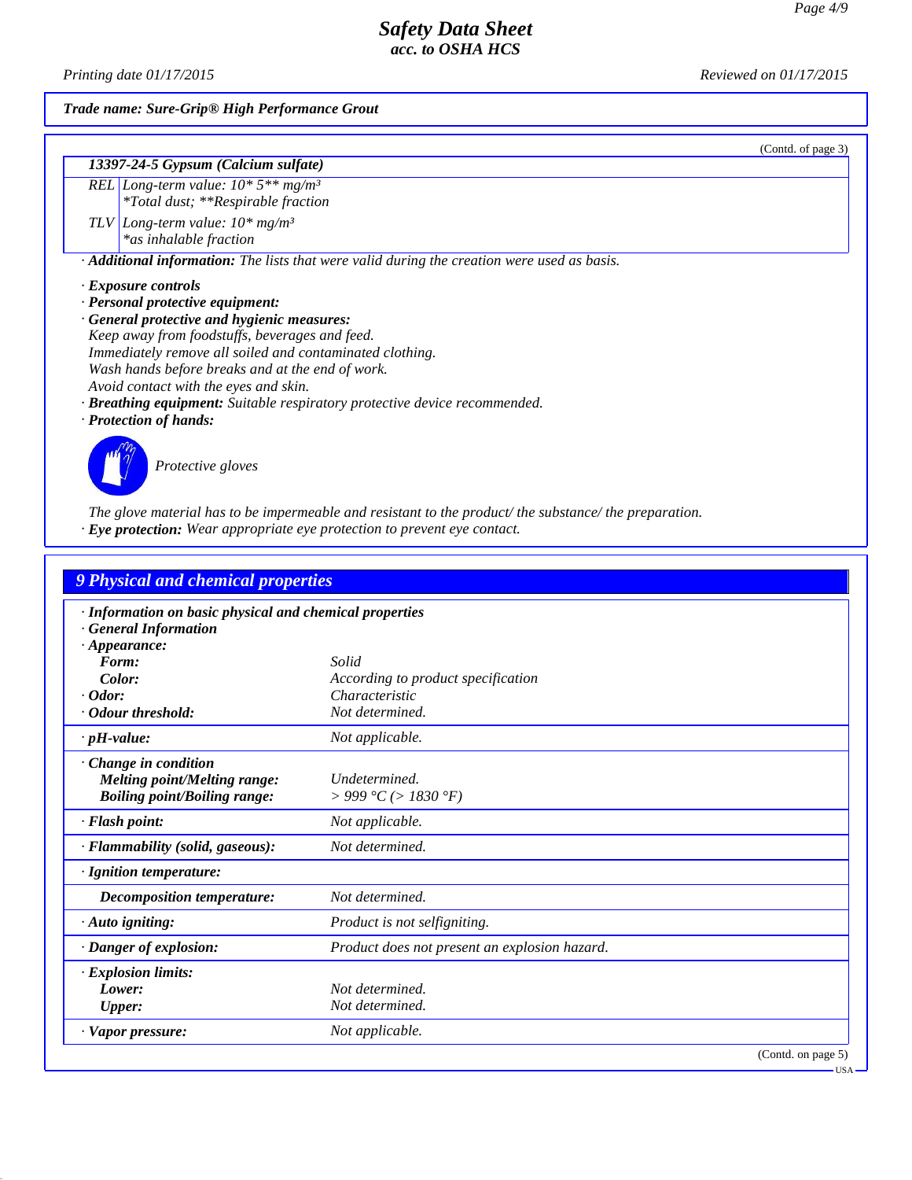Trade name: Sure-Grip® High Performance Grout

(Contd. of page 3)

| 13397-24-5 Gypsum (Calcium sulfate) | |
|---|---|
| REL | Long-term value: 10* 5** mg/m³<br>*Total dust; **Respirable fraction |
| TLV | Long-term value: 10* mg/m³<br>*as inhalable fraction |

· **Additional information:** The lists that were valid during the creation were used as basis.

· **Exposure controls**
· **Personal protective equipment:**
· **General protective and hygienic measures:**
Keep away from foodstuffs, beverages and feed.
Immediately remove all soiled and contaminated clothing.
Wash hands before breaks and at the end of work.
Avoid contact with the eyes and skin.
· **Breathing equipment:** Suitable respiratory protective device recommended.
· **Protection of hands:**

Protective gloves

The glove material has to be impermeable and resistant to the product/ the substance/ the preparation.
· **Eye protection:** Wear appropriate eye protection to prevent eye contact.

## 9 Physical and chemical properties

| · Information on basic physical and chemical properties | |
|---|---|
| · General Information | |
| · Appearance: | |
| Form: | Solid |
| Color: | According to product specification |
| · Odor: | Characteristic |
| · Odour threshold: | Not determined. |
| · pH-value: | Not applicable. |
| · Change in condition | |
| Melting point/Melting range: | Undetermined. |
| Boiling point/Boiling range: | > 999 °C (> 1830 °F) |
| · Flash point: | Not applicable. |
| · Flammability (solid, gaseous): | Not determined. |
| · Ignition temperature: | |
| Decomposition temperature: | Not determined. |
| · Auto igniting: | Product is not selfigniting. |
| · Danger of explosion: | Product does not present an explosion hazard. |
| · Explosion limits: | |
| Lower: | Not determined. |
| Upper: | Not determined. |
| · Vapor pressure: | Not applicable. |

(Contd. on page 5)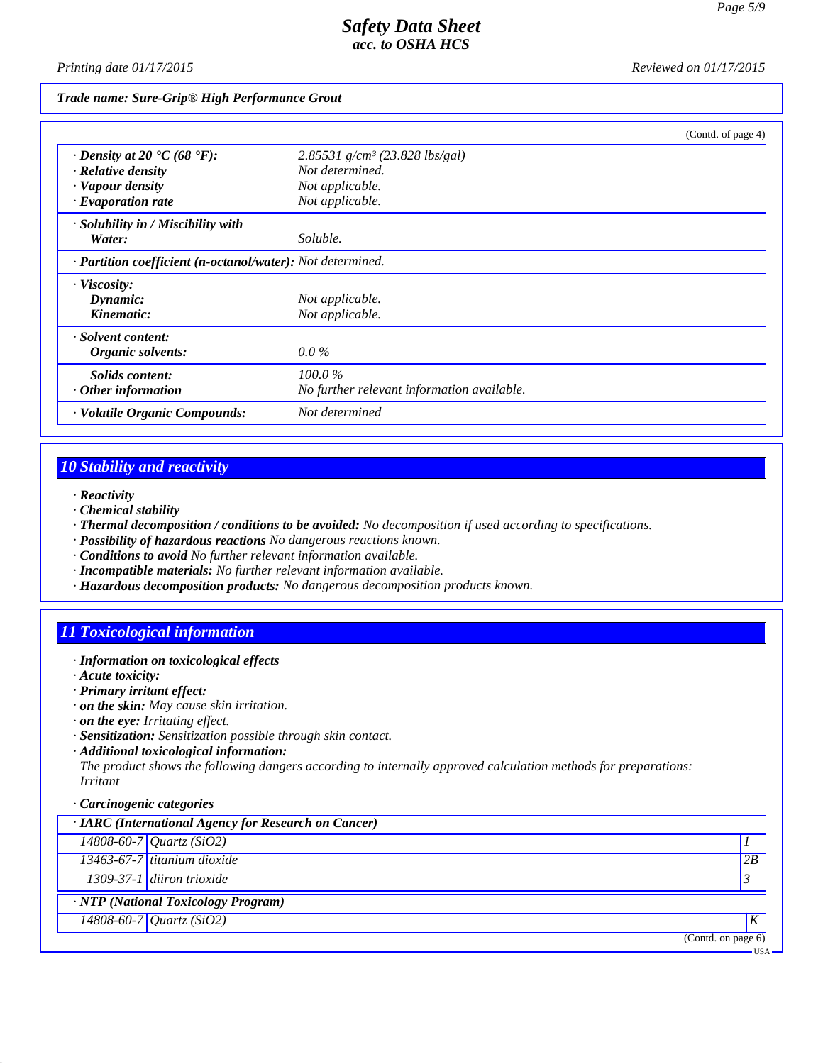Trade name: Sure-Grip® High Performance Grout

(Contd. of page 4)

| | |
|---|---|
| · **Density at 20 °C (68 °F):** | 2.85531 g/cm³ (23.828 lbs/gal) |
| · **Relative density** | Not determined. |
| · **Vapour density** | Not applicable. |
| · **Evaporation rate** | Not applicable. |
| · **Solubility in / Miscibility with** | |
| **Water:** | Soluble. |
| · **Partition coefficient (n-octanol/water):** | Not determined. |
| · **Viscosity:** | |
| **Dynamic:** | Not applicable. |
| **Kinematic:** | Not applicable. |
| · **Solvent content:** | |
| **Organic solvents:** | 0.0 % |
| **Solids content:** | 100.0 % |
| · **Other information** | No further relevant information available. |
| · **Volatile Organic Compounds:** | Not determined |

## 10 Stability and reactivity

- · **Reactivity**
- · **Chemical stability**
- · **Thermal decomposition / conditions to be avoided:** No decomposition if used according to specifications.
- · **Possibility of hazardous reactions** No dangerous reactions known.
- · **Conditions to avoid** No further relevant information available.
- · **Incompatible materials:** No further relevant information available.
- · **Hazardous decomposition products:** No dangerous decomposition products known.

## 11 Toxicological information

- · **Information on toxicological effects**
- · **Acute toxicity:**
- · **Primary irritant effect:**
- · **on the skin:** May cause skin irritation.
- · **on the eye:** Irritating effect.
- · **Sensitization:** Sensitization possible through skin contact.
- · **Additional toxicological information:**
  The product shows the following dangers according to internally approved calculation methods for preparations:
  Irritant

· **Carcinogenic categories**

| · **IARC (International Agency for Research on Cancer)** | | |
|---|---|---|
| 14808-60-7 | Quartz ($SiO_2$) | 1 |
| 13463-67-7 | titanium dioxide | 2B |
| 1309-37-1 | diiron trioxide | 3 |

| · **NTP (National Toxicology Program)** | | |
|---|---|---|
| 14808-60-7 | Quartz ($SiO_2$) | K |

(Contd. on page 6)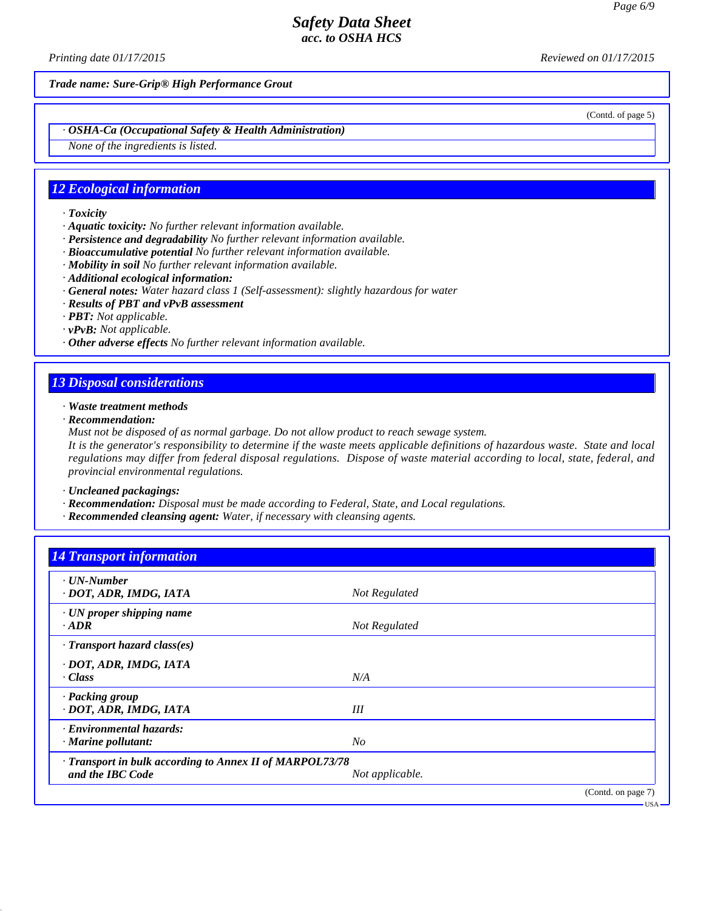Trade name: Sure-Grip® High Performance Grout

(Contd. of page 5)

· **OSHA-Ca (Occupational Safety & Health Administration)**

None of the ingredients is listed.

## 12 Ecological information

· **Toxicity**
· **Aquatic toxicity:** No further relevant information available.
· **Persistence and degradability** No further relevant information available.
· **Bioaccumulative potential** No further relevant information available.
· **Mobility in soil** No further relevant information available.
· **Additional ecological information:**
· **General notes:** Water hazard class 1 (Self-assessment): slightly hazardous for water
· **Results of PBT and vPvB assessment**
· **PBT:** Not applicable.
· **vPvB:** Not applicable.
· **Other adverse effects** No further relevant information available.

## 13 Disposal considerations

· **Waste treatment methods**
· **Recommendation:**
Must not be disposed of as normal garbage. Do not allow product to reach sewage system.
It is the generator's responsibility to determine if the waste meets applicable definitions of hazardous waste. State and local regulations may differ from federal disposal regulations. Dispose of waste material according to local, state, federal, and provincial environmental regulations.

· **Uncleaned packagings:**
· **Recommendation:** Disposal must be made according to Federal, State, and Local regulations.
· **Recommended cleansing agent:** Water, if necessary with cleansing agents.

## 14 Transport information

| | |
|---|---|
| · **UN-Number**<br>· **DOT, ADR, IMDG, IATA** | Not Regulated |
| · **UN proper shipping name**<br>· **ADR** | Not Regulated |
| · **Transport hazard class(es)**<br>· **DOT, ADR, IMDG, IATA**<br>· **Class** | N/A |
| · **Packing group**<br>· **DOT, ADR, IMDG, IATA** | III |
| · **Environmental hazards:**<br>· **Marine pollutant:** | No |
| · **Transport in bulk according to Annex II of MARPOL73/78 and the IBC Code** | Not applicable. |

(Contd. on page 7)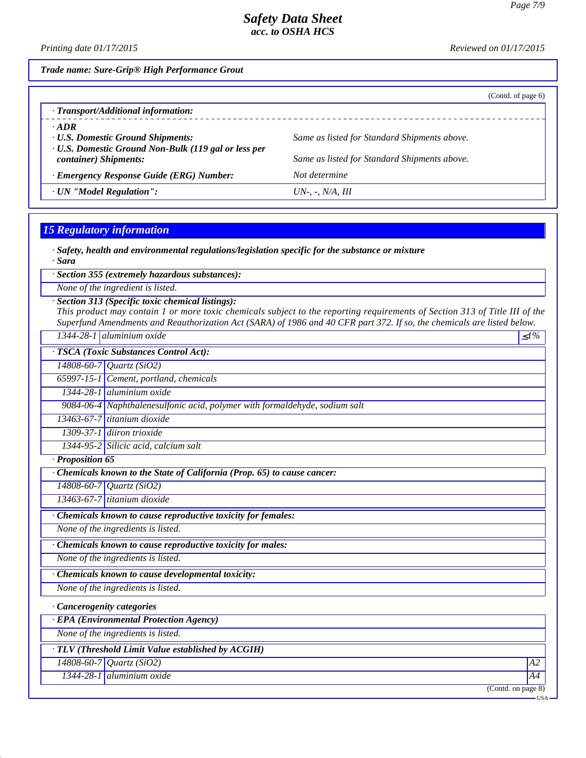**Safety Data Sheet**
**acc. to OSHA HCS**

Printing date 01/17/2015 Reviewed on 01/17/2015

**Trade name: Sure-Grip® High Performance Grout**

(Contd. of page 6)

· **Transport/Additional information:**

· **ADR**

| | |
|---|---|
| · **U.S. Domestic Ground Shipments:** | Same as listed for Standard Shipments above. |
| · **U.S. Domestic Ground Non-Bulk (119 gal or less per container) Shipments:** | Same as listed for Standard Shipments above. |
| · **Emergency Response Guide (ERG) Number:** | Not determine |
| · **UN "Model Regulation":** | UN-, -, N/A, III |

## 15 Regulatory information

· **Safety, health and environmental regulations/legislation specific for the substance or mixture**

· **Sara**

· **Section 355 (extremely hazardous substances):**

None of the ingredient is listed.

· **Section 313 (Specific toxic chemical listings):**

This product may contain 1 or more toxic chemicals subject to the reporting requirements of Section 313 of Title III of the Superfund Amendments and Reauthorization Act (SARA) of 1986 and 40 CFR part 372. If so, the chemicals are listed below.

| | | |
|---|---|---|
| 1344-28-1 | aluminium oxide | ≤1% |

· **TSCA (Toxic Substances Control Act):**

| | |
|---|---|
| 14808-60-7 | Quartz ($SiO_2$) |
| 65997-15-1 | Cement, portland, chemicals |
| 1344-28-1 | aluminium oxide |
| 9084-06-4 | Naphthalenesulfonic acid, polymer with formaldehyde, sodium salt |
| 13463-67-7 | titanium dioxide |
| 1309-37-1 | diiron trioxide |
| 1344-95-2 | Silicic acid, calcium salt |

· **Proposition 65**

· **Chemicals known to the State of California (Prop. 65) to cause cancer:**

| | |
|---|---|
| 14808-60-7 | Quartz ($SiO_2$) |
| 13463-67-7 | titanium dioxide |

· **Chemicals known to cause reproductive toxicity for females:**

None of the ingredients is listed.

· **Chemicals known to cause reproductive toxicity for males:**

None of the ingredients is listed.

· **Chemicals known to cause developmental toxicity:**

None of the ingredients is listed.

· **Cancerogenity categories**

· **EPA (Environmental Protection Agency)**

None of the ingredients is listed.

· **TLV (Threshold Limit Value established by ACGIH)**

| | | |
|---|---|---|
| 14808-60-7 | Quartz ($SiO_2$) | A2 |
| 1344-28-1 | aluminium oxide | A4 |

(Contd. on page 8)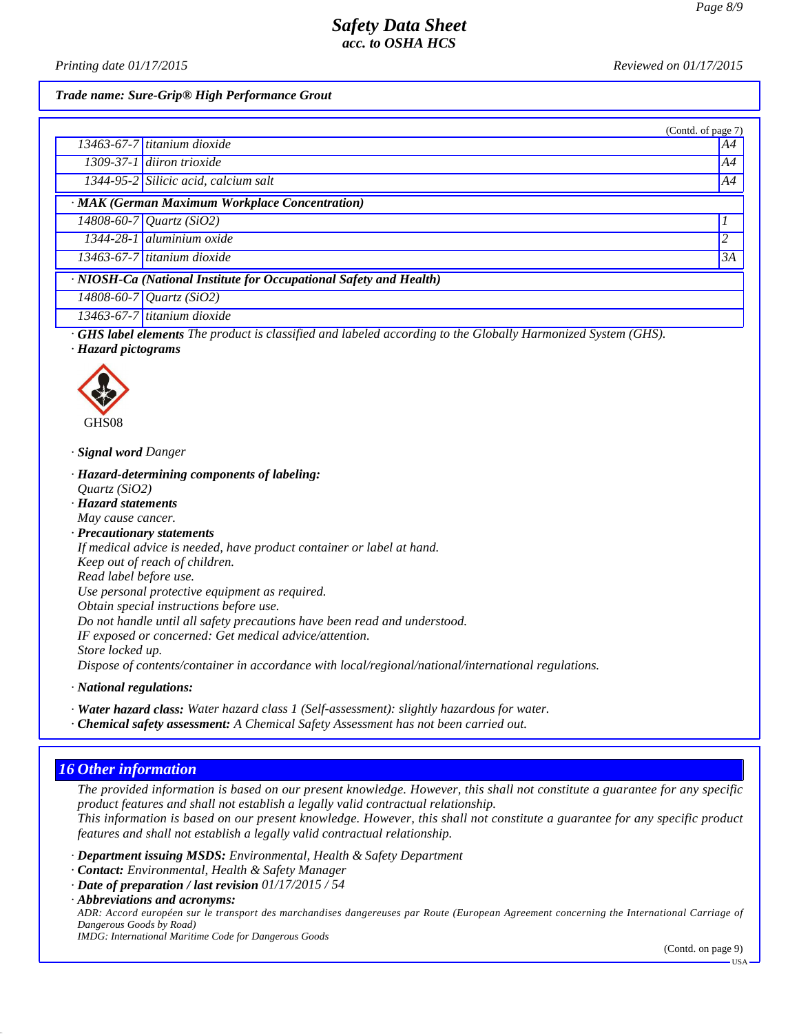Trade name: Sure-Grip® High Performance Grout

(Contd. of page 7)

| | | |
|---|---|---|
| 13463-67-7 | titanium dioxide | A4 |
| 1309-37-1 | diiron trioxide | A4 |
| 1344-95-2 | Silicic acid, calcium salt | A4 |

· **MAK (German Maximum Workplace Concentration)**

| | | |
|---|---|---|
| 14808-60-7 | Quartz ($SiO_2$) | 1 |
| 1344-28-1 | aluminium oxide | 2 |
| 13463-67-7 | titanium dioxide | 3A |

· **NIOSH-Ca (National Institute for Occupational Safety and Health)**

| | |
|---|---|
| 14808-60-7 | Quartz ($SiO_2$) |
| 13463-67-7 | titanium dioxide |

· **GHS label elements** The product is classified and labeled according to the Globally Harmonized System (GHS).

· **Hazard pictograms**

GHS08

· **Signal word** Danger

· **Hazard-determining components of labeling:**
Quartz ($SiO_2$)

· **Hazard statements**
May cause cancer.

· **Precautionary statements**
If medical advice is needed, have product container or label at hand.
Keep out of reach of children.
Read label before use.
Use personal protective equipment as required.
Obtain special instructions before use.
Do not handle until all safety precautions have been read and understood.
IF exposed or concerned: Get medical advice/attention.
Store locked up.
Dispose of contents/container in accordance with local/regional/national/international regulations.

· **National regulations:**

· **Water hazard class:** Water hazard class 1 (Self-assessment): slightly hazardous for water.

· **Chemical safety assessment:** A Chemical Safety Assessment has not been carried out.

## 16 Other information

The provided information is based on our present knowledge. However, this shall not constitute a guarantee for any specific product features and shall not establish a legally valid contractual relationship.
This information is based on our present knowledge. However, this shall not constitute a guarantee for any specific product features and shall not establish a legally valid contractual relationship.

· **Department issuing MSDS:** Environmental, Health & Safety Department
· **Contact:** Environmental, Health & Safety Manager
· **Date of preparation / last revision** 01/17/2015 / 54
· **Abbreviations and acronyms:**
ADR: Accord européen sur le transport des marchandises dangereuses par Route (European Agreement concerning the International Carriage of Dangerous Goods by Road)
IMDG: International Maritime Code for Dangerous Goods

(Contd. on page 9)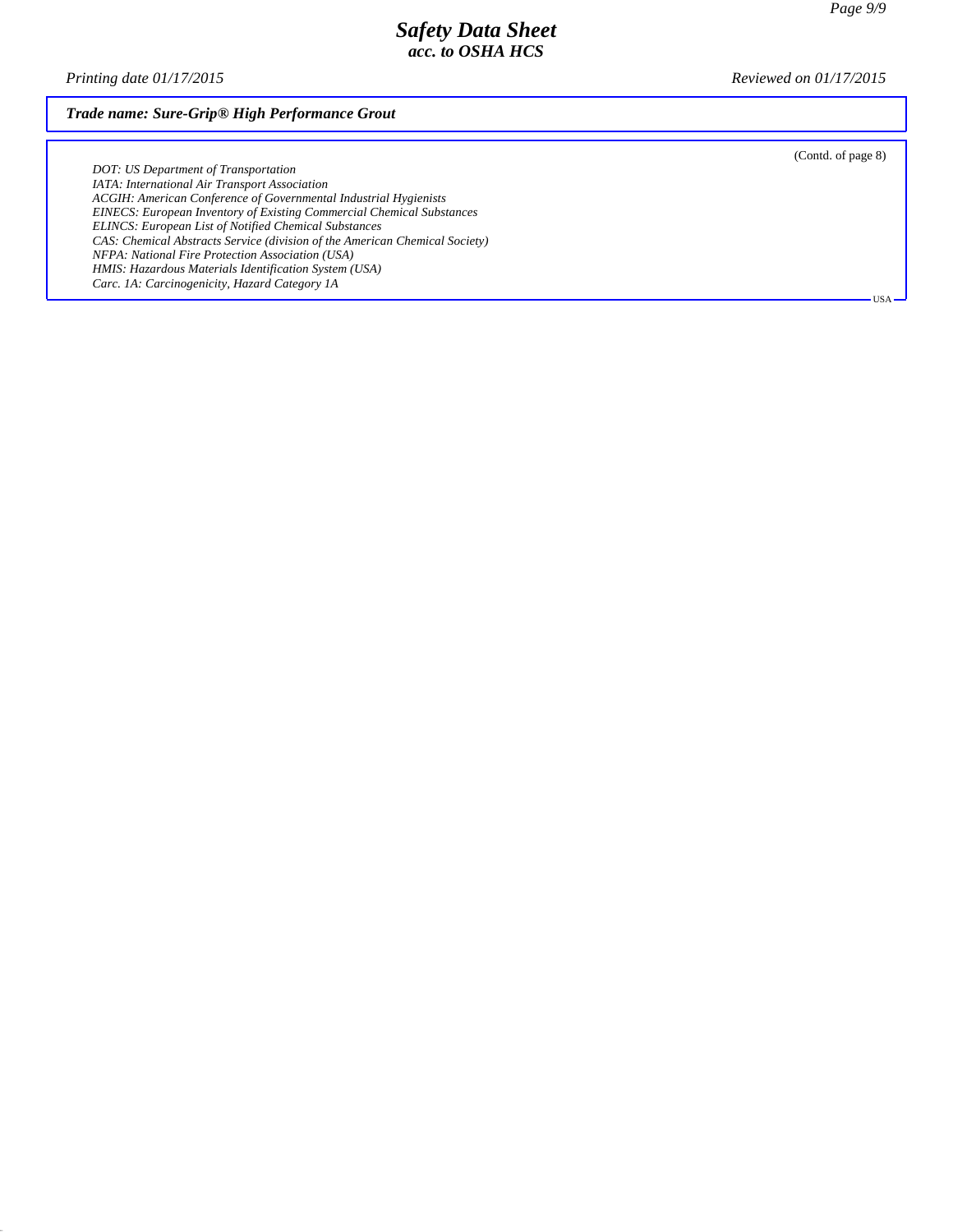(Contd. of page 8)

*DOT: US Department of Transportation*
*IATA: International Air Transport Association*
*ACGIH: American Conference of Governmental Industrial Hygienists*
*EINECS: European Inventory of Existing Commercial Chemical Substances*
*ELINCS: European List of Notified Chemical Substances*
*CAS: Chemical Abstracts Service (division of the American Chemical Society)*
*NFPA: National Fire Protection Association (USA)*
*HMIS: Hazardous Materials Identification System (USA)*
*Carc. 1A: Carcinogenicity, Hazard Category 1A*